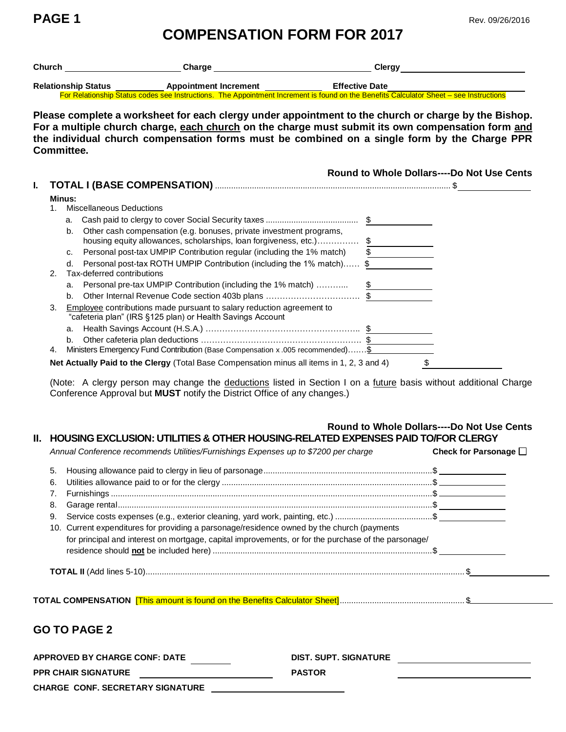**PAGE 1**

Rev. 09/26/2016

# COMPENSATION FORM FOR 2017

**Church** \_\_\_\_\_\_\_\_\_\_\_\_\_\_\_\_ **Charge** \_\_\_\_\_\_\_\_\_\_\_\_\_\_\_\_ **Clergy** \_\_\_\_\_\_\_\_\_\_\_\_\_\_\_\_

**Relationship Status** \_\_\_\_\_\_\_\_ **Appointment Increment** \_\_\_\_\_\_\_\_ **Effective Date** \_\_\_\_\_\_\_\_\_\_\_\_\_\_\_\_

For Relationship Status codes see Instructions. The Appointment Increment is found on the Benefits Calculator Sheet – see Instructions

**Please complete a worksheet for each clergy under appointment to the church or charge by the Bishop. For a multiple church charge, each church on the charge must submit its own compensation form and the individual church compensation forms must be combined on a single form by the Charge PPR Committee.**

**Round to Whole Dollars----Do Not Use Cents**

## I. TOTAL I (BASE COMPENSATION) ........ $\_\_\_\_\_\_\_\_

**Minus:**

1. Miscellaneous Deductions
   - a. Cash paid to clergy to cover Social Security taxes ........ $\_\_\_\_\_\_\_\_
   - b. Other cash compensation (e.g. bonuses, private investment programs, housing equity allowances, scholarships, loan forgiveness, etc.)........ $\_\_\_\_\_\_\_\_
   - c. Personal post-tax UMPIP Contribution regular (including the 1% match) $\_\_\_\_\_\_\_\_
   - d. Personal post-tax ROTH UMPIP Contribution (including the 1% match)...... $\_\_\_\_\_\_\_\_
2. Tax-deferred contributions
   - a. Personal pre-tax UMPIP Contribution (including the 1% match) ........ $\_\_\_\_\_\_\_\_
   - b. Other Internal Revenue Code section 403b plans ........ $\_\_\_\_\_\_\_\_
3. Employee contributions made pursuant to salary reduction agreement to "cafeteria plan" (IRS §125 plan) or Health Savings Account
   - a. Health Savings Account (H.S.A.) ........ $\_\_\_\_\_\_\_\_
   - b. Other cafeteria plan deductions ........ $\_\_\_\_\_\_\_\_
4. Ministers Emergency Fund Contribution (Base Compensation x .005 recommended)........$\_\_\_\_\_\_\_\_

**Net Actually Paid to the Clergy** (Total Base Compensation minus all items in 1, 2, 3 and 4) $\_\_\_\_\_\_\_\_

(Note: A clergy person may change the deductions listed in Section I on a future basis without additional Charge Conference Approval but **MUST** notify the District Office of any changes.)

**Round to Whole Dollars----Do Not Use Cents**

## II. HOUSING EXCLUSION: UTILITIES & OTHER HOUSING-RELATED EXPENSES PAID TO/FOR CLERGY

*Annual Conference recommends Utilities/Furnishings Expenses up to $7200 per charge* **Check for Parsonage** ☐

5. Housing allowance paid to clergy in lieu of parsonage........ $\_\_\_\_\_\_\_\_
6. Utilities allowance paid to or for the clergy ........ $\_\_\_\_\_\_\_\_
7. Furnishings ........ $\_\_\_\_\_\_\_\_
8. Garage rental........ $\_\_\_\_\_\_\_\_
9. Service costs expenses (e.g., exterior cleaning, yard work, painting, etc.) ........ $\_\_\_\_\_\_\_\_
10. Current expenditures for providing a parsonage/residence owned by the church (payments for principal and interest on mortgage, capital improvements, or for the purchase of the parsonage/ residence should **not** be included here) ........ $\_\_\_\_\_\_\_\_

**TOTAL II** (Add lines 5-10)........ $\_\_\_\_\_\_\_\_

**TOTAL COMPENSATION** [This amount is found on the Benefits Calculator Sheet]........ $\_\_\_\_\_\_\_\_

## GO TO PAGE 2

**APPROVED BY CHARGE CONF: DATE** \_\_\_\_\_\_\_\_ **DIST. SUPT. SIGNATURE** \_\_\_\_\_\_\_\_\_\_\_\_\_\_\_\_

**PPR CHAIR SIGNATURE** \_\_\_\_\_\_\_\_\_\_\_\_\_\_\_\_ **PASTOR** \_\_\_\_\_\_\_\_\_\_\_\_\_\_\_\_

**CHARGE CONF. SECRETARY SIGNATURE** \_\_\_\_\_\_\_\_\_\_\_\_\_\_\_\_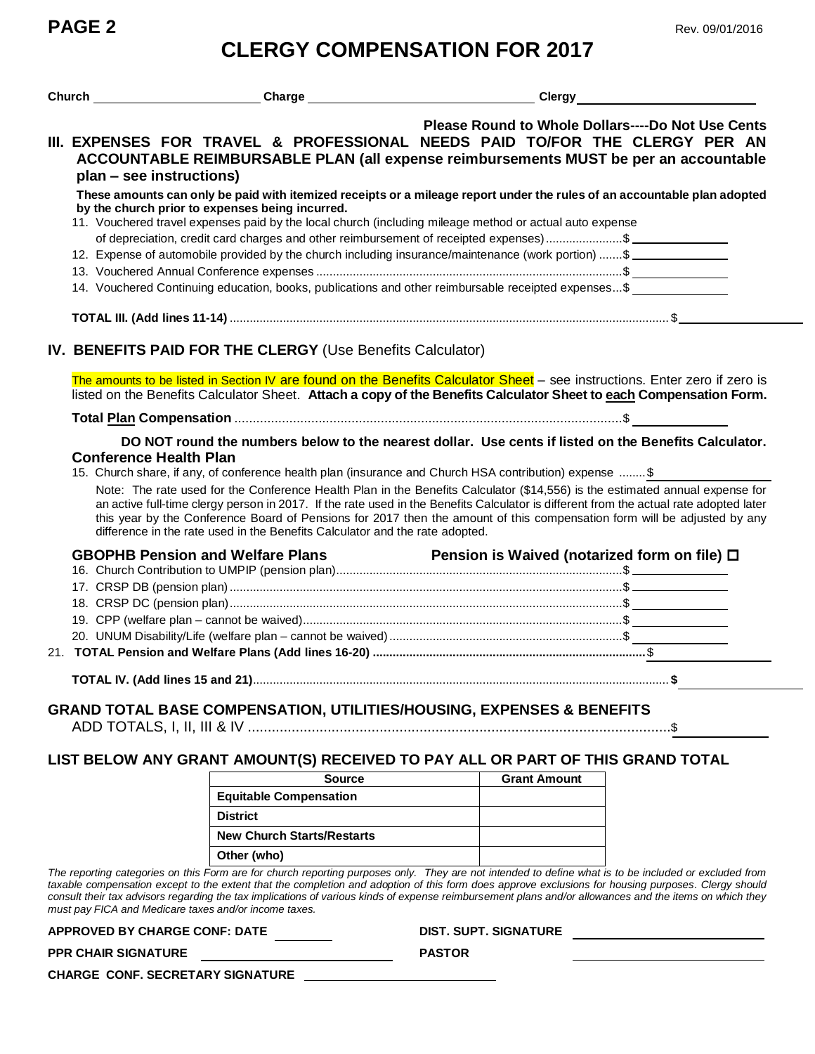# CLERGY COMPENSATION FOR 2017

**Church** ______________________ **Charge** ______________________________ **Clergy** ______________________

**Please Round to Whole Dollars----Do Not Use Cents**

## III. EXPENSES FOR TRAVEL & PROFESSIONAL NEEDS PAID TO/FOR THE CLERGY PER AN ACCOUNTABLE REIMBURSABLE PLAN (all expense reimbursements MUST be per an accountable plan – see instructions)

**These amounts can only be paid with itemized receipts or a mileage report under the rules of an accountable plan adopted by the church prior to expenses being incurred.**

11. Vouchered travel expenses paid by the local church (including mileage method or actual auto expense of depreciation, credit card charges and other reimbursement of receipted expenses)......................$ ____________
12. Expense of automobile provided by the church including insurance/maintenance (work portion) .......$ ____________
13. Vouchered Annual Conference expenses .........................................................................................$ ____________
14. Vouchered Continuing education, books, publications and other reimbursable receipted expenses...$ ____________

**TOTAL III. (Add lines 11-14)** ..........................................................................................................................$ ____________

## IV. BENEFITS PAID FOR THE CLERGY (Use Benefits Calculator)

The amounts to be listed in Section IV are found on the Benefits Calculator Sheet – see instructions. Enter zero if zero is listed on the Benefits Calculator Sheet. **Attach a copy of the Benefits Calculator Sheet to each Compensation Form.**

**Total Plan Compensation** ..........................................................................................................$ ____________

**DO NOT round the numbers below to the nearest dollar. Use cents if listed on the Benefits Calculator.**

### Conference Health Plan

15. Church share, if any, of conference health plan (insurance and Church HSA contribution) expense ........$ ____________

Note: The rate used for the Conference Health Plan in the Benefits Calculator ($14,556) is the estimated annual expense for an active full-time clergy person in 2017. If the rate used in the Benefits Calculator is different from the actual rate adopted later this year by the Conference Board of Pensions for 2017 then the amount of this compensation form will be adjusted by any difference in the rate used in the Benefits Calculator and the rate adopted.

### GBOPHB Pension and Welfare Plans

**Pension is Waived (notarized form on file)** ☐

16. Church Contribution to UMPIP (pension plan)......................................................................................$ ____________
17. CRSP DB (pension plan) ......................................................................................................................$ ____________
18. CRSP DC (pension plan)......................................................................................................................$ ____________
19. CPP (welfare plan – cannot be waived)...............................................................................................$ ____________
20. UNUM Disability/Life (welfare plan – cannot be waived) .....................................................................$ ____________
21. **TOTAL Pension and Welfare Plans (Add lines 16-20)** ..................................................................................$ ____________

**TOTAL IV. (Add lines 15 and 21)**..........................................................................................................................**$** ____________

## GRAND TOTAL BASE COMPENSATION, UTILITIES/HOUSING, EXPENSES & BENEFITS

ADD TOTALS, I, II, III & IV .............................................................................................................$ ____________

## LIST BELOW ANY GRANT AMOUNT(S) RECEIVED TO PAY ALL OR PART OF THIS GRAND TOTAL

| Source | Grant Amount |
| --- | --- |
| **Equitable Compensation** | |
| **District** | |
| **New Church Starts/Restarts** | |
| **Other (who)** | |

*The reporting categories on this Form are for church reporting purposes only. They are not intended to define what is to be included or excluded from taxable compensation except to the extent that the completion and adoption of this form does approve exclusions for housing purposes. Clergy should consult their tax advisors regarding the tax implications of various kinds of expense reimbursement plans and/or allowances and the items on which they must pay FICA and Medicare taxes and/or income taxes.*

**APPROVED BY CHARGE CONF: DATE** ________ **DIST. SUPT. SIGNATURE** ______________________

**PPR CHAIR SIGNATURE** ______________________ **PASTOR** ______________________

**CHARGE CONF. SECRETARY SIGNATURE** ______________________